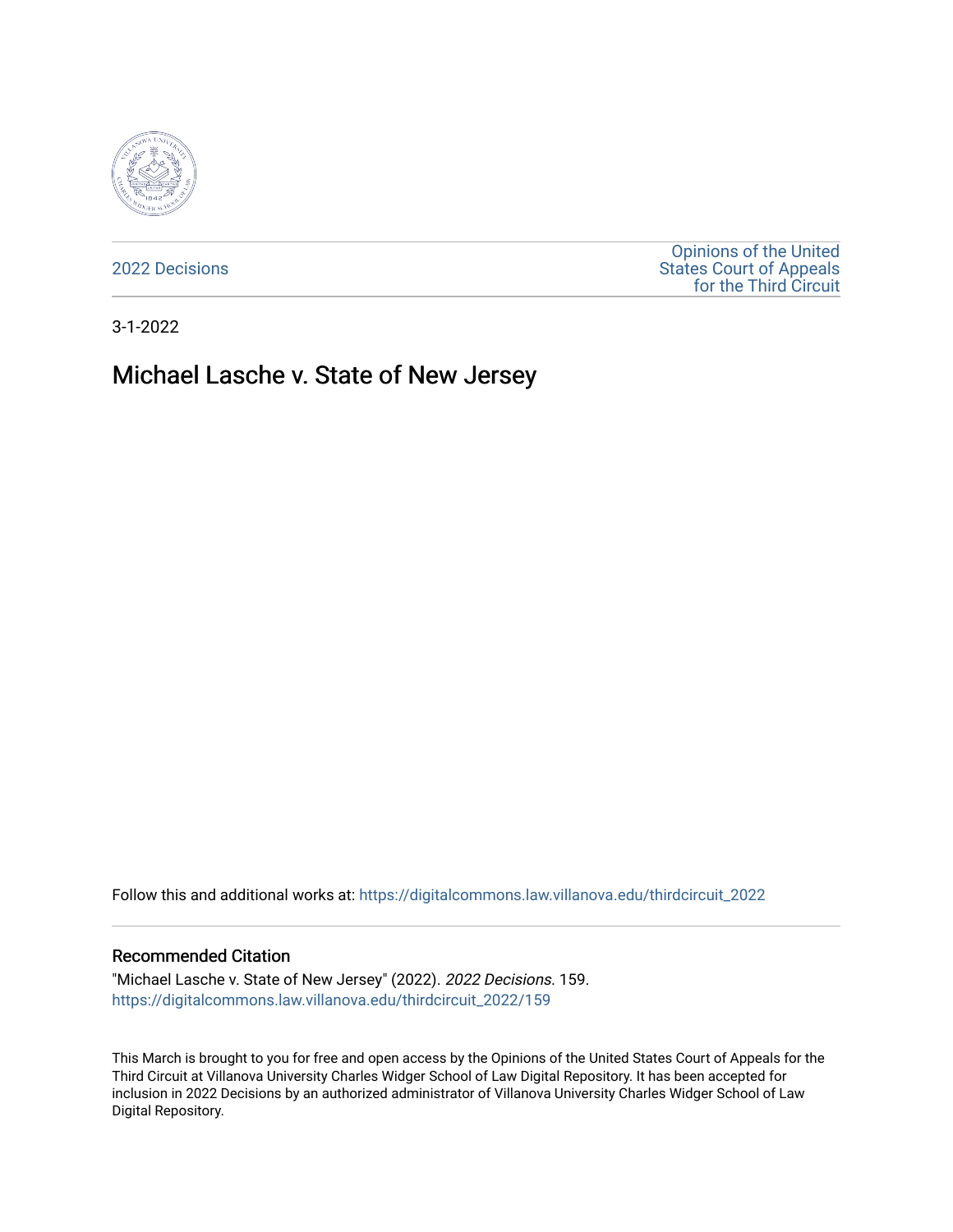2022 Decisions

Opinions of the United States Court of Appeals for the Third Circuit

3-1-2022

# Michael Lasche v. State of New Jersey

Follow this and additional works at: https://digitalcommons.law.villanova.edu/thirdcircuit_2022

## Recommended Citation

"Michael Lasche v. State of New Jersey" (2022). *2022 Decisions*. 159.
https://digitalcommons.law.villanova.edu/thirdcircuit_2022/159

This March is brought to you for free and open access by the Opinions of the United States Court of Appeals for the Third Circuit at Villanova University Charles Widger School of Law Digital Repository. It has been accepted for inclusion in 2022 Decisions by an authorized administrator of Villanova University Charles Widger School of Law Digital Repository.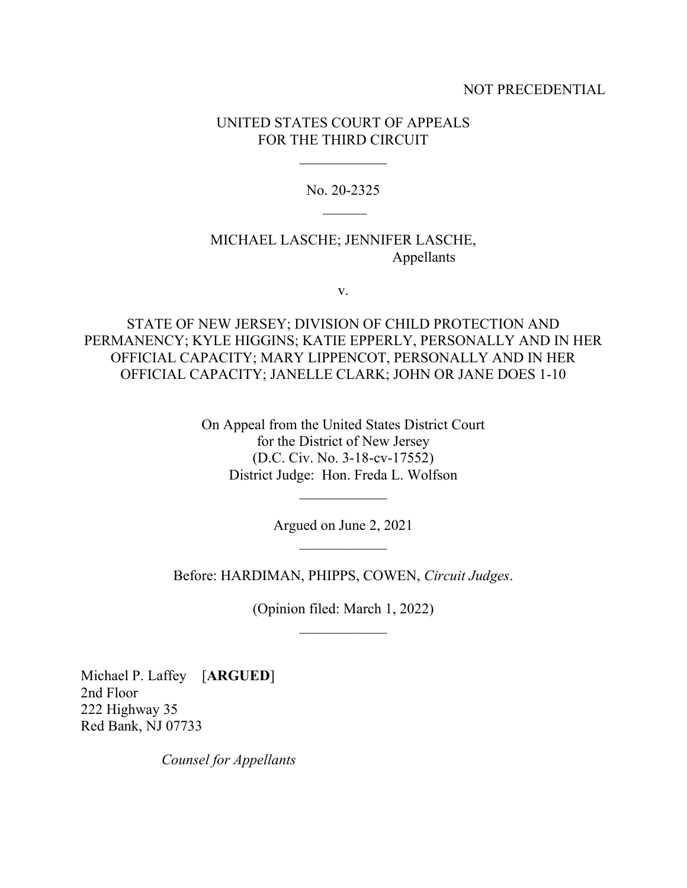NOT PRECEDENTIAL

UNITED STATES COURT OF APPEALS
FOR THE THIRD CIRCUIT

\_\_\_\_\_\_\_\_\_\_\_\_

No. 20-2325

\_\_\_\_\_\_

MICHAEL LASCHE; JENNIFER LASCHE,
Appellants

v.

STATE OF NEW JERSEY; DIVISION OF CHILD PROTECTION AND PERMANENCY; KYLE HIGGINS; KATIE EPPERLY, PERSONALLY AND IN HER OFFICIAL CAPACITY; MARY LIPPENCOT, PERSONALLY AND IN HER OFFICIAL CAPACITY; JANELLE CLARK; JOHN OR JANE DOES 1-10

On Appeal from the United States District Court
for the District of New Jersey
(D.C. Civ. No. 3-18-cv-17552)
District Judge: Hon. Freda L. Wolfson

\_\_\_\_\_\_\_\_\_\_\_\_

Argued on June 2, 2021

\_\_\_\_\_\_\_\_\_\_\_\_

Before: HARDIMAN, PHIPPS, COWEN, *Circuit Judges*.

(Opinion filed: March 1, 2022)

\_\_\_\_\_\_\_\_\_\_\_\_

Michael P. Laffey [**ARGUED**]
2nd Floor
222 Highway 35
Red Bank, NJ 07733

*Counsel for Appellants*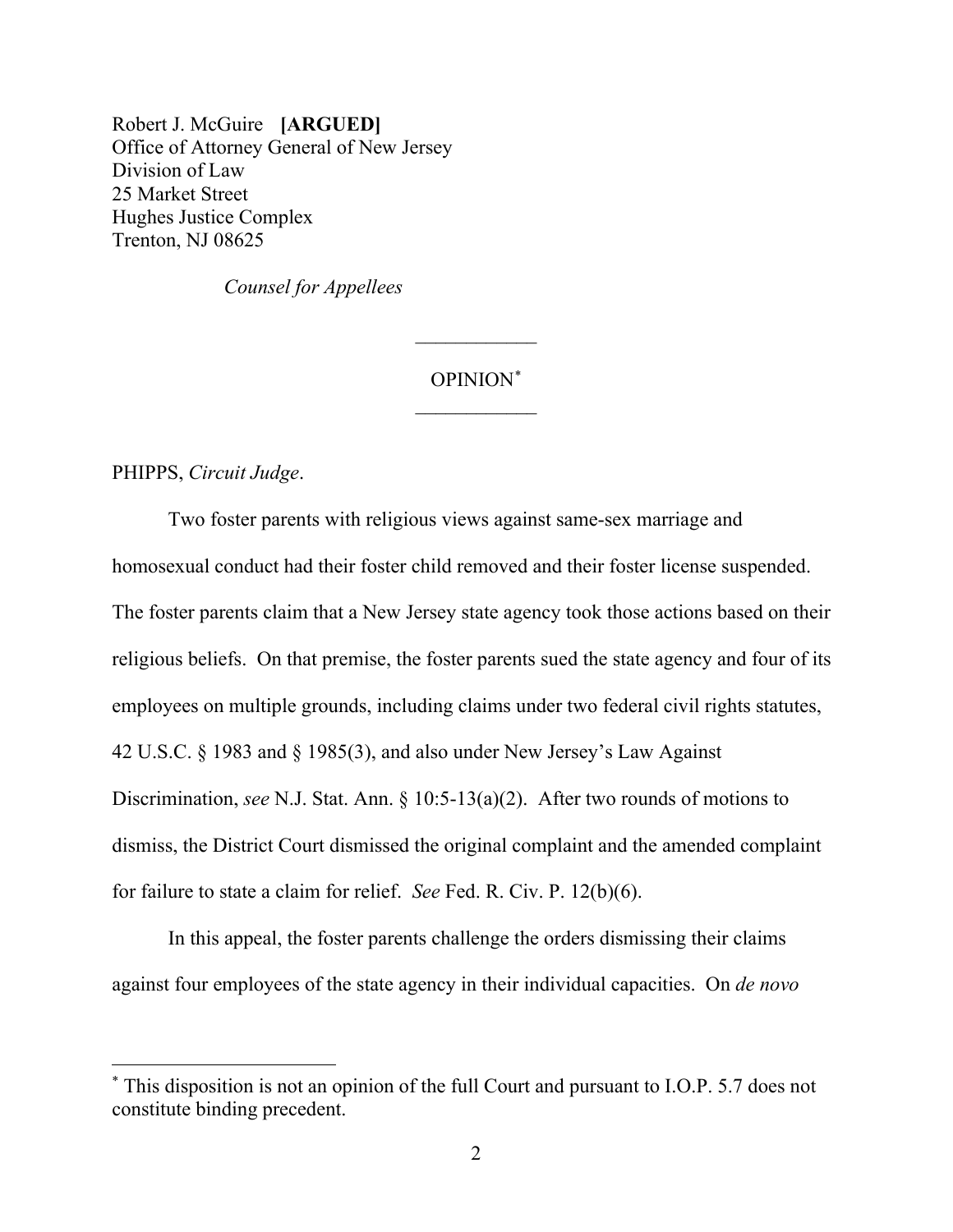Robert J. McGuire **[ARGUED]**
Office of Attorney General of New Jersey
Division of Law
25 Market Street
Hughes Justice Complex
Trenton, NJ 08625

*Counsel for Appellees*

---

OPINION[*]

---

PHIPPS, *Circuit Judge*.

Two foster parents with religious views against same-sex marriage and homosexual conduct had their foster child removed and their foster license suspended. The foster parents claim that a New Jersey state agency took those actions based on their religious beliefs. On that premise, the foster parents sued the state agency and four of its employees on multiple grounds, including claims under two federal civil rights statutes, 42 U.S.C. § 1983 and § 1985(3), and also under New Jersey's Law Against Discrimination, *see* N.J. Stat. Ann. § 10:5-13(a)(2). After two rounds of motions to dismiss, the District Court dismissed the original complaint and the amended complaint for failure to state a claim for relief. *See* Fed. R. Civ. P. 12(b)(6).

In this appeal, the foster parents challenge the orders dismissing their claims against four employees of the state agency in their individual capacities. On *de novo*

[*] This disposition is not an opinion of the full Court and pursuant to I.O.P. 5.7 does not constitute binding precedent.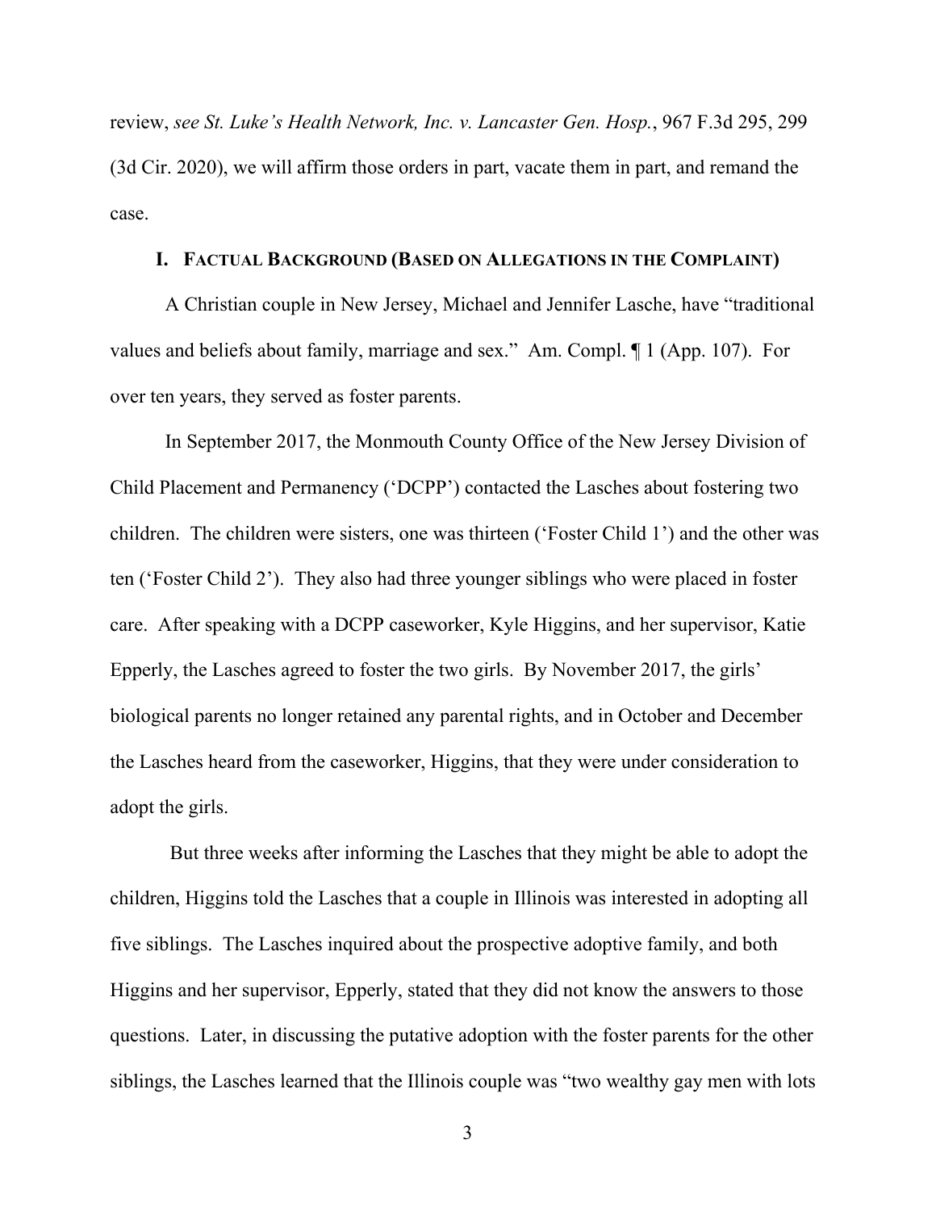review, *see St. Luke's Health Network, Inc. v. Lancaster Gen. Hosp.*, 967 F.3d 295, 299 (3d Cir. 2020), we will affirm those orders in part, vacate them in part, and remand the case.

## I. FACTUAL BACKGROUND (BASED ON ALLEGATIONS IN THE COMPLAINT)

A Christian couple in New Jersey, Michael and Jennifer Lasche, have "traditional values and beliefs about family, marriage and sex." Am. Compl. ¶ 1 (App. 107). For over ten years, they served as foster parents.

In September 2017, the Monmouth County Office of the New Jersey Division of Child Placement and Permanency ('DCPP') contacted the Lasches about fostering two children. The children were sisters, one was thirteen ('Foster Child 1') and the other was ten ('Foster Child 2'). They also had three younger siblings who were placed in foster care. After speaking with a DCPP caseworker, Kyle Higgins, and her supervisor, Katie Epperly, the Lasches agreed to foster the two girls. By November 2017, the girls' biological parents no longer retained any parental rights, and in October and December the Lasches heard from the caseworker, Higgins, that they were under consideration to adopt the girls.

But three weeks after informing the Lasches that they might be able to adopt the children, Higgins told the Lasches that a couple in Illinois was interested in adopting all five siblings. The Lasches inquired about the prospective adoptive family, and both Higgins and her supervisor, Epperly, stated that they did not know the answers to those questions. Later, in discussing the putative adoption with the foster parents for the other siblings, the Lasches learned that the Illinois couple was "two wealthy gay men with lots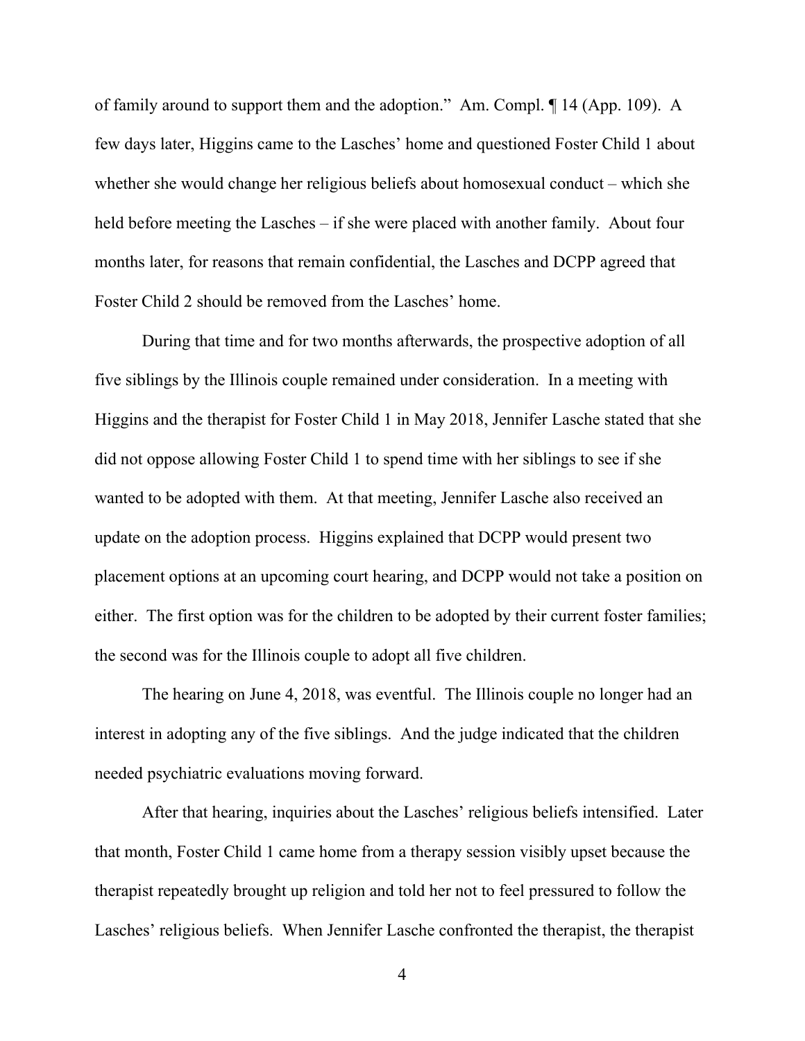of family around to support them and the adoption." Am. Compl. ¶ 14 (App. 109). A few days later, Higgins came to the Lasches' home and questioned Foster Child 1 about whether she would change her religious beliefs about homosexual conduct – which she held before meeting the Lasches – if she were placed with another family. About four months later, for reasons that remain confidential, the Lasches and DCPP agreed that Foster Child 2 should be removed from the Lasches' home.

During that time and for two months afterwards, the prospective adoption of all five siblings by the Illinois couple remained under consideration. In a meeting with Higgins and the therapist for Foster Child 1 in May 2018, Jennifer Lasche stated that she did not oppose allowing Foster Child 1 to spend time with her siblings to see if she wanted to be adopted with them. At that meeting, Jennifer Lasche also received an update on the adoption process. Higgins explained that DCPP would present two placement options at an upcoming court hearing, and DCPP would not take a position on either. The first option was for the children to be adopted by their current foster families; the second was for the Illinois couple to adopt all five children.

The hearing on June 4, 2018, was eventful. The Illinois couple no longer had an interest in adopting any of the five siblings. And the judge indicated that the children needed psychiatric evaluations moving forward.

After that hearing, inquiries about the Lasches' religious beliefs intensified. Later that month, Foster Child 1 came home from a therapy session visibly upset because the therapist repeatedly brought up religion and told her not to feel pressured to follow the Lasches' religious beliefs. When Jennifer Lasche confronted the therapist, the therapist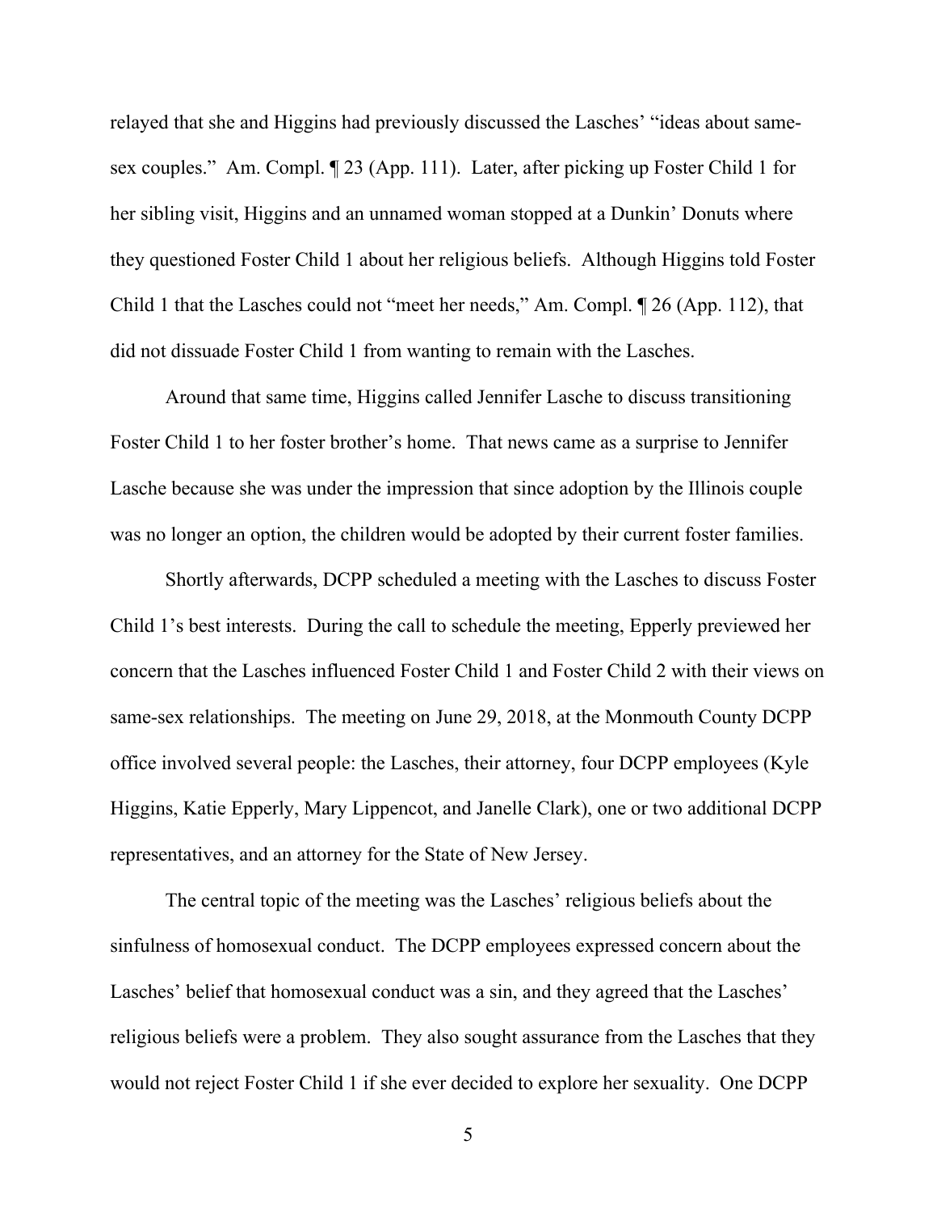relayed that she and Higgins had previously discussed the Lasches' "ideas about same-sex couples." Am. Compl. ¶ 23 (App. 111). Later, after picking up Foster Child 1 for her sibling visit, Higgins and an unnamed woman stopped at a Dunkin' Donuts where they questioned Foster Child 1 about her religious beliefs. Although Higgins told Foster Child 1 that the Lasches could not "meet her needs," Am. Compl. ¶ 26 (App. 112), that did not dissuade Foster Child 1 from wanting to remain with the Lasches.

Around that same time, Higgins called Jennifer Lasche to discuss transitioning Foster Child 1 to her foster brother's home. That news came as a surprise to Jennifer Lasche because she was under the impression that since adoption by the Illinois couple was no longer an option, the children would be adopted by their current foster families.

Shortly afterwards, DCPP scheduled a meeting with the Lasches to discuss Foster Child 1's best interests. During the call to schedule the meeting, Epperly previewed her concern that the Lasches influenced Foster Child 1 and Foster Child 2 with their views on same-sex relationships. The meeting on June 29, 2018, at the Monmouth County DCPP office involved several people: the Lasches, their attorney, four DCPP employees (Kyle Higgins, Katie Epperly, Mary Lippencot, and Janelle Clark), one or two additional DCPP representatives, and an attorney for the State of New Jersey.

The central topic of the meeting was the Lasches' religious beliefs about the sinfulness of homosexual conduct. The DCPP employees expressed concern about the Lasches' belief that homosexual conduct was a sin, and they agreed that the Lasches' religious beliefs were a problem. They also sought assurance from the Lasches that they would not reject Foster Child 1 if she ever decided to explore her sexuality. One DCPP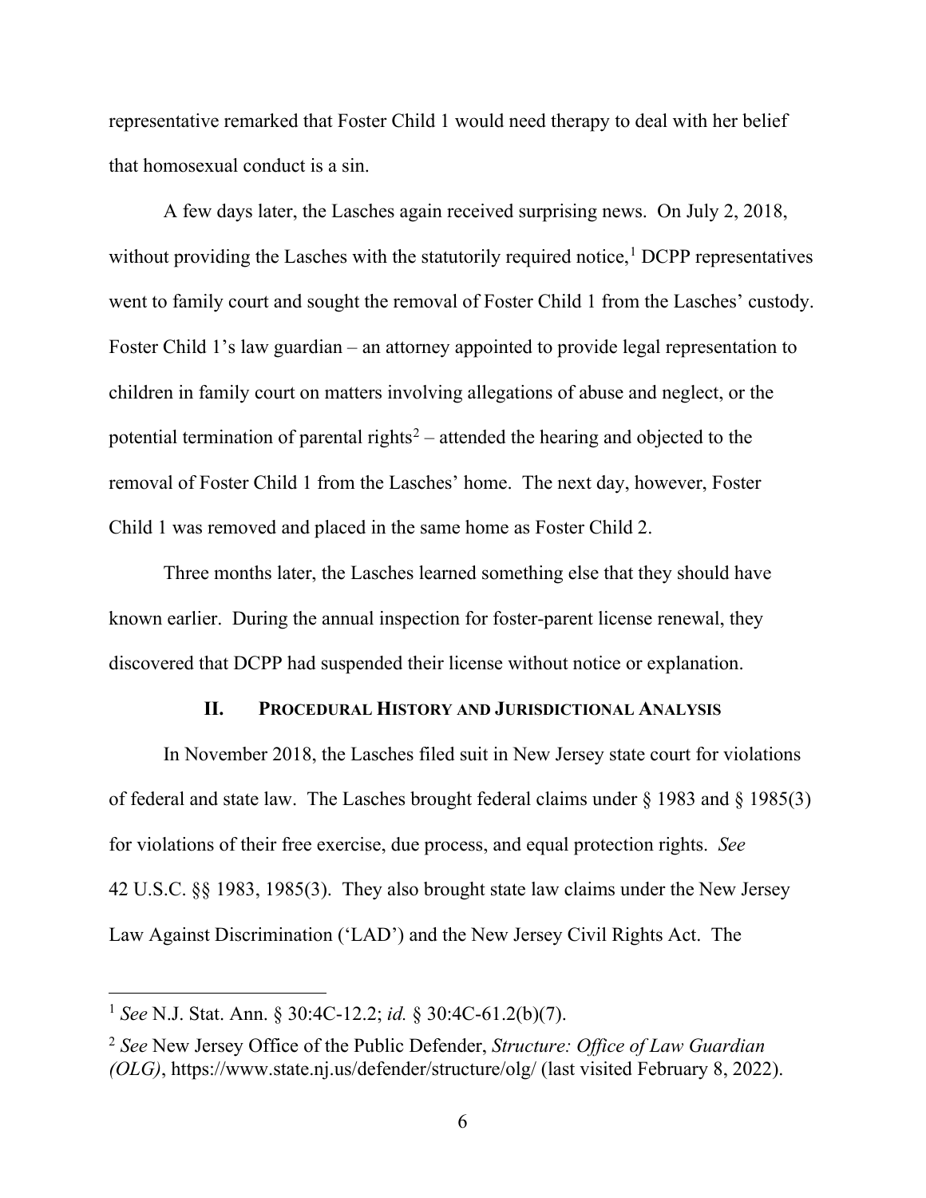representative remarked that Foster Child 1 would need therapy to deal with her belief that homosexual conduct is a sin.

A few days later, the Lasches again received surprising news. On July 2, 2018, without providing the Lasches with the statutorily required notice,[1] DCPP representatives went to family court and sought the removal of Foster Child 1 from the Lasches' custody. Foster Child 1's law guardian – an attorney appointed to provide legal representation to children in family court on matters involving allegations of abuse and neglect, or the potential termination of parental rights[2] – attended the hearing and objected to the removal of Foster Child 1 from the Lasches' home. The next day, however, Foster Child 1 was removed and placed in the same home as Foster Child 2.

Three months later, the Lasches learned something else that they should have known earlier. During the annual inspection for foster-parent license renewal, they discovered that DCPP had suspended their license without notice or explanation.

## II. Procedural History and Jurisdictional Analysis

In November 2018, the Lasches filed suit in New Jersey state court for violations of federal and state law. The Lasches brought federal claims under § 1983 and § 1985(3) for violations of their free exercise, due process, and equal protection rights. *See* 42 U.S.C. §§ 1983, 1985(3). They also brought state law claims under the New Jersey Law Against Discrimination ('LAD') and the New Jersey Civil Rights Act. The

---

[1] *See* N.J. Stat. Ann. § 30:4C-12.2; *id.* § 30:4C-61.2(b)(7).

[2] *See* New Jersey Office of the Public Defender, *Structure: Office of Law Guardian (OLG)*, https://www.state.nj.us/defender/structure/olg/ (last visited February 8, 2022).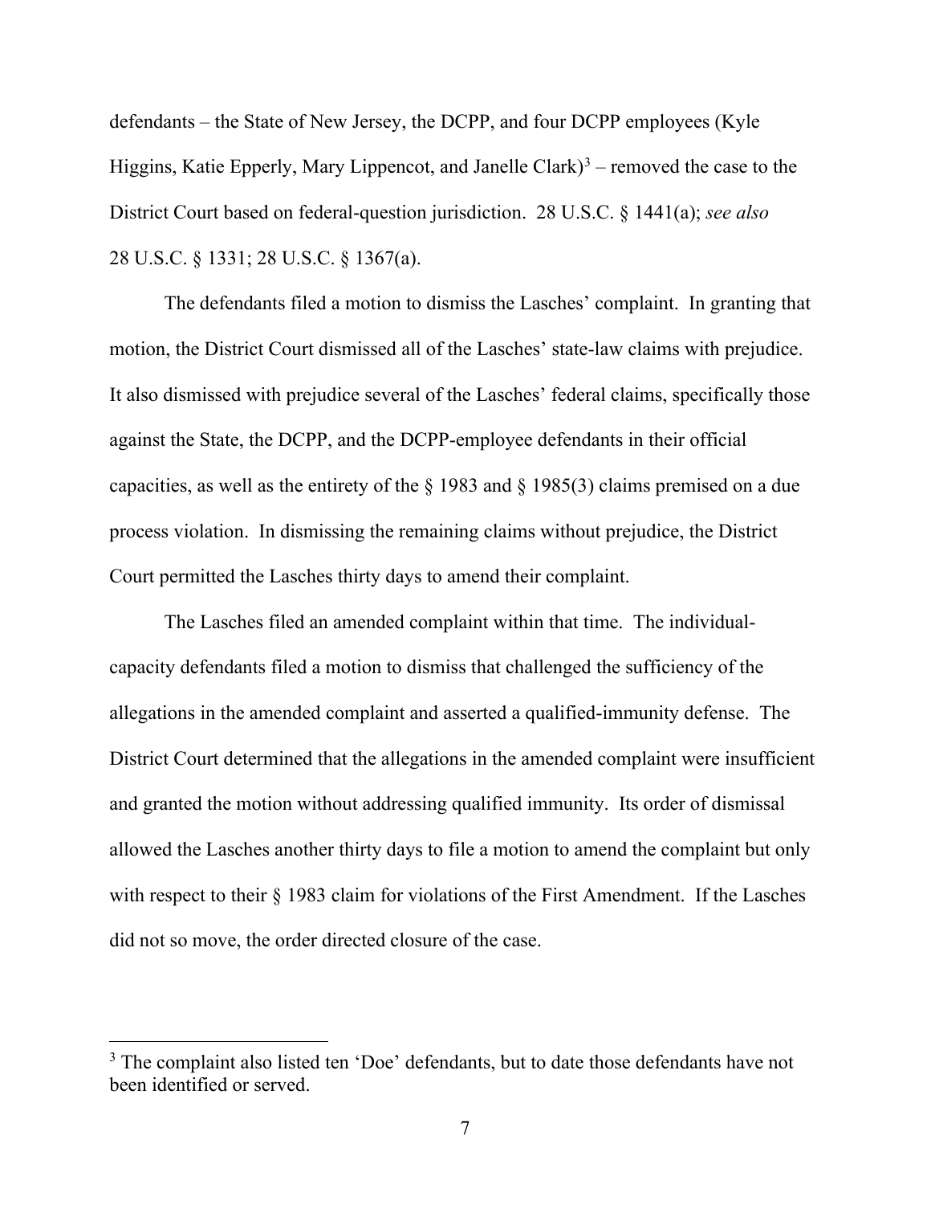defendants – the State of New Jersey, the DCPP, and four DCPP employees (Kyle Higgins, Katie Epperly, Mary Lippencot, and Janelle Clark)[3] – removed the case to the District Court based on federal-question jurisdiction. 28 U.S.C. § 1441(a); *see also* 28 U.S.C. § 1331; 28 U.S.C. § 1367(a).

The defendants filed a motion to dismiss the Lasches' complaint. In granting that motion, the District Court dismissed all of the Lasches' state-law claims with prejudice. It also dismissed with prejudice several of the Lasches' federal claims, specifically those against the State, the DCPP, and the DCPP-employee defendants in their official capacities, as well as the entirety of the § 1983 and § 1985(3) claims premised on a due process violation. In dismissing the remaining claims without prejudice, the District Court permitted the Lasches thirty days to amend their complaint.

The Lasches filed an amended complaint within that time. The individual-capacity defendants filed a motion to dismiss that challenged the sufficiency of the allegations in the amended complaint and asserted a qualified-immunity defense. The District Court determined that the allegations in the amended complaint were insufficient and granted the motion without addressing qualified immunity. Its order of dismissal allowed the Lasches another thirty days to file a motion to amend the complaint but only with respect to their § 1983 claim for violations of the First Amendment. If the Lasches did not so move, the order directed closure of the case.

[3] The complaint also listed ten 'Doe' defendants, but to date those defendants have not been identified or served.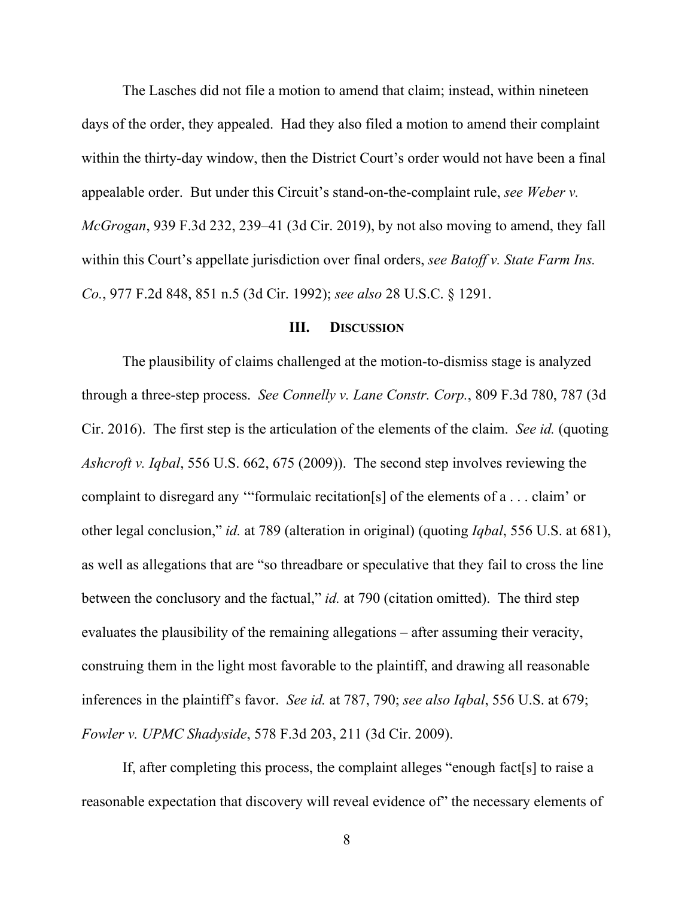The Lasches did not file a motion to amend that claim; instead, within nineteen days of the order, they appealed. Had they also filed a motion to amend their complaint within the thirty-day window, then the District Court's order would not have been a final appealable order. But under this Circuit's stand-on-the-complaint rule, *see Weber v. McGrogan*, 939 F.3d 232, 239–41 (3d Cir. 2019), by not also moving to amend, they fall within this Court's appellate jurisdiction over final orders, *see Batoff v. State Farm Ins. Co.*, 977 F.2d 848, 851 n.5 (3d Cir. 1992); *see also* 28 U.S.C. § 1291.

### III. DISCUSSION

The plausibility of claims challenged at the motion-to-dismiss stage is analyzed through a three-step process. *See Connelly v. Lane Constr. Corp.*, 809 F.3d 780, 787 (3d Cir. 2016). The first step is the articulation of the elements of the claim. *See id.* (quoting *Ashcroft v. Iqbal*, 556 U.S. 662, 675 (2009)). The second step involves reviewing the complaint to disregard any '"formulaic recitation[s] of the elements of a . . . claim' or other legal conclusion," *id.* at 789 (alteration in original) (quoting *Iqbal*, 556 U.S. at 681), as well as allegations that are "so threadbare or speculative that they fail to cross the line between the conclusory and the factual," *id.* at 790 (citation omitted). The third step evaluates the plausibility of the remaining allegations – after assuming their veracity, construing them in the light most favorable to the plaintiff, and drawing all reasonable inferences in the plaintiff's favor. *See id.* at 787, 790; *see also Iqbal*, 556 U.S. at 679; *Fowler v. UPMC Shadyside*, 578 F.3d 203, 211 (3d Cir. 2009).

If, after completing this process, the complaint alleges "enough fact[s] to raise a reasonable expectation that discovery will reveal evidence of" the necessary elements of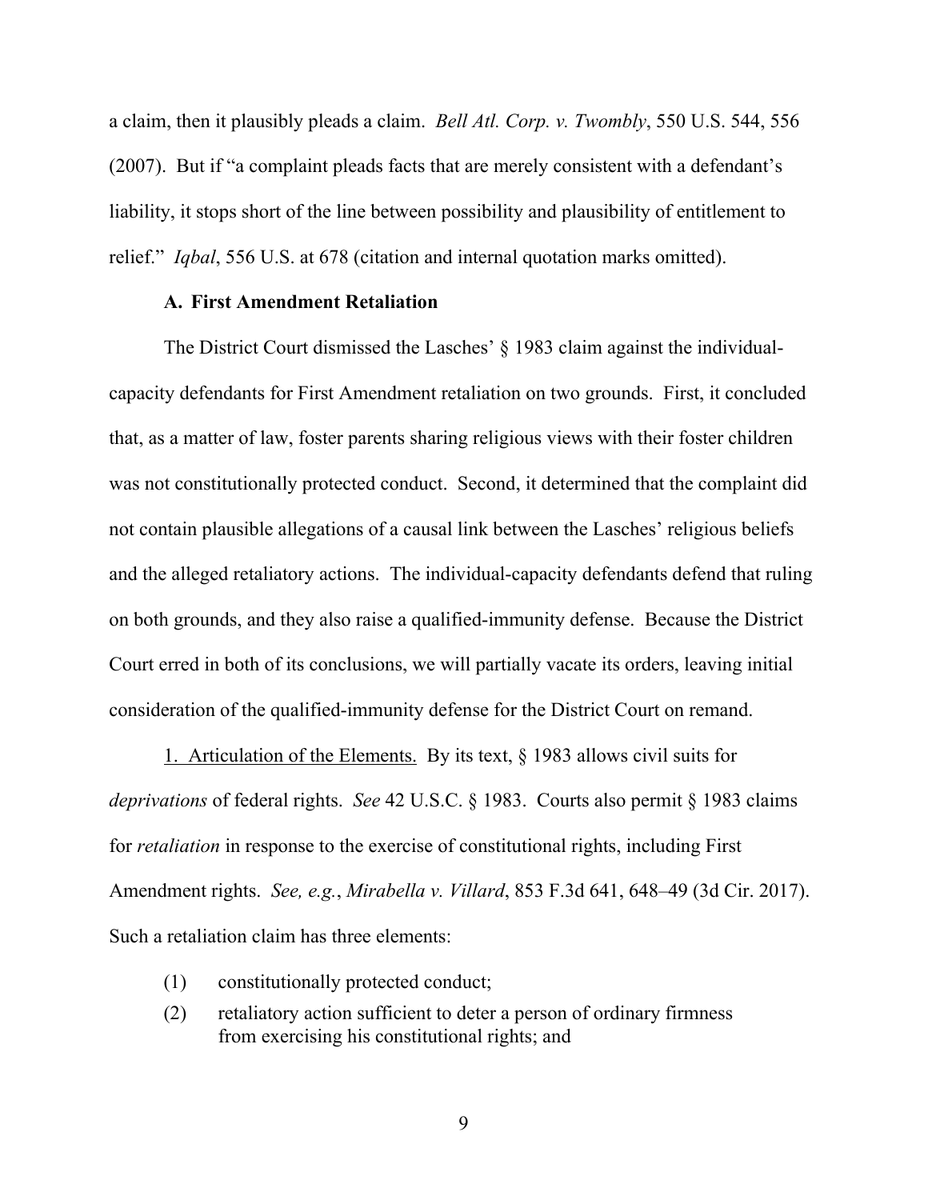a claim, then it plausibly pleads a claim. *Bell Atl. Corp. v. Twombly*, 550 U.S. 544, 556 (2007). But if "a complaint pleads facts that are merely consistent with a defendant's liability, it stops short of the line between possibility and plausibility of entitlement to relief." *Iqbal*, 556 U.S. at 678 (citation and internal quotation marks omitted).

### A. First Amendment Retaliation

The District Court dismissed the Lasches' § 1983 claim against the individual-capacity defendants for First Amendment retaliation on two grounds. First, it concluded that, as a matter of law, foster parents sharing religious views with their foster children was not constitutionally protected conduct. Second, it determined that the complaint did not contain plausible allegations of a causal link between the Lasches' religious beliefs and the alleged retaliatory actions. The individual-capacity defendants defend that ruling on both grounds, and they also raise a qualified-immunity defense. Because the District Court erred in both of its conclusions, we will partially vacate its orders, leaving initial consideration of the qualified-immunity defense for the District Court on remand.

1. Articulation of the Elements. By its text, § 1983 allows civil suits for *deprivations* of federal rights. *See* 42 U.S.C. § 1983. Courts also permit § 1983 claims for *retaliation* in response to the exercise of constitutional rights, including First Amendment rights. *See, e.g.*, *Mirabella v. Villard*, 853 F.3d 641, 648–49 (3d Cir. 2017). Such a retaliation claim has three elements:

(1) constitutionally protected conduct;

(2) retaliatory action sufficient to deter a person of ordinary firmness from exercising his constitutional rights; and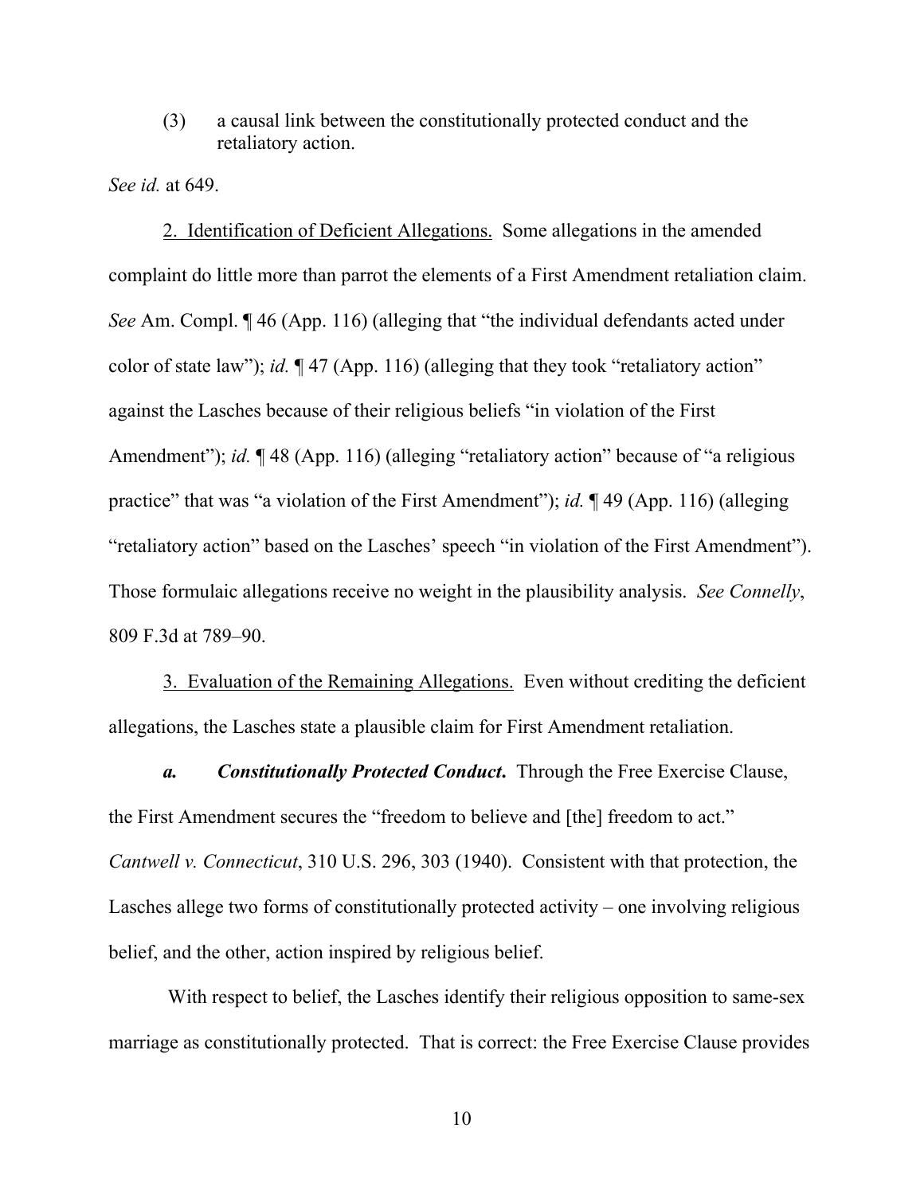(3) a causal link between the constitutionally protected conduct and the retaliatory action.

*See id.* at 649.

2. Identification of Deficient Allegations. Some allegations in the amended complaint do little more than parrot the elements of a First Amendment retaliation claim. *See* Am. Compl. ¶ 46 (App. 116) (alleging that "the individual defendants acted under color of state law"); *id.* ¶ 47 (App. 116) (alleging that they took "retaliatory action" against the Lasches because of their religious beliefs "in violation of the First Amendment"); *id.* ¶ 48 (App. 116) (alleging "retaliatory action" because of "a religious practice" that was "a violation of the First Amendment"); *id.* ¶ 49 (App. 116) (alleging "retaliatory action" based on the Lasches' speech "in violation of the First Amendment"). Those formulaic allegations receive no weight in the plausibility analysis. *See Connelly*, 809 F.3d at 789–90.

3. Evaluation of the Remaining Allegations. Even without crediting the deficient allegations, the Lasches state a plausible claim for First Amendment retaliation.

***a. Constitutionally Protected Conduct.*** Through the Free Exercise Clause, the First Amendment secures the "freedom to believe and [the] freedom to act." *Cantwell v. Connecticut*, 310 U.S. 296, 303 (1940). Consistent with that protection, the Lasches allege two forms of constitutionally protected activity – one involving religious belief, and the other, action inspired by religious belief.

With respect to belief, the Lasches identify their religious opposition to same-sex marriage as constitutionally protected. That is correct: the Free Exercise Clause provides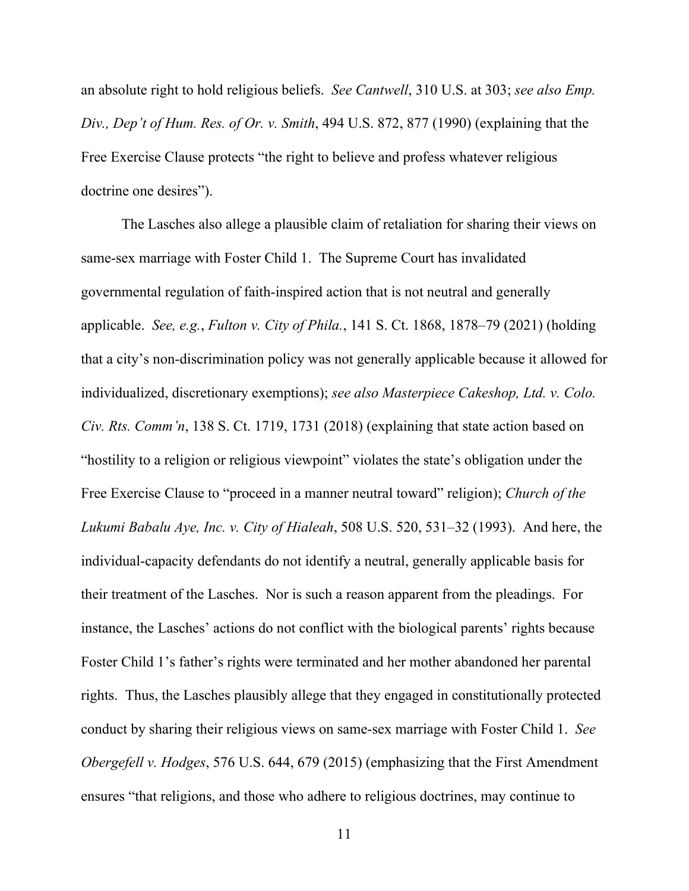an absolute right to hold religious beliefs. *See Cantwell*, 310 U.S. at 303; *see also Emp. Div., Dep't of Hum. Res. of Or. v. Smith*, 494 U.S. 872, 877 (1990) (explaining that the Free Exercise Clause protects "the right to believe and profess whatever religious doctrine one desires").

The Lasches also allege a plausible claim of retaliation for sharing their views on same-sex marriage with Foster Child 1. The Supreme Court has invalidated governmental regulation of faith-inspired action that is not neutral and generally applicable. *See, e.g.*, *Fulton v. City of Phila.*, 141 S. Ct. 1868, 1878–79 (2021) (holding that a city's non-discrimination policy was not generally applicable because it allowed for individualized, discretionary exemptions); *see also Masterpiece Cakeshop, Ltd. v. Colo. Civ. Rts. Comm'n*, 138 S. Ct. 1719, 1731 (2018) (explaining that state action based on "hostility to a religion or religious viewpoint" violates the state's obligation under the Free Exercise Clause to "proceed in a manner neutral toward" religion); *Church of the Lukumi Babalu Aye, Inc. v. City of Hialeah*, 508 U.S. 520, 531–32 (1993). And here, the individual-capacity defendants do not identify a neutral, generally applicable basis for their treatment of the Lasches. Nor is such a reason apparent from the pleadings. For instance, the Lasches' actions do not conflict with the biological parents' rights because Foster Child 1's father's rights were terminated and her mother abandoned her parental rights. Thus, the Lasches plausibly allege that they engaged in constitutionally protected conduct by sharing their religious views on same-sex marriage with Foster Child 1. *See Obergefell v. Hodges*, 576 U.S. 644, 679 (2015) (emphasizing that the First Amendment ensures "that religions, and those who adhere to religious doctrines, may continue to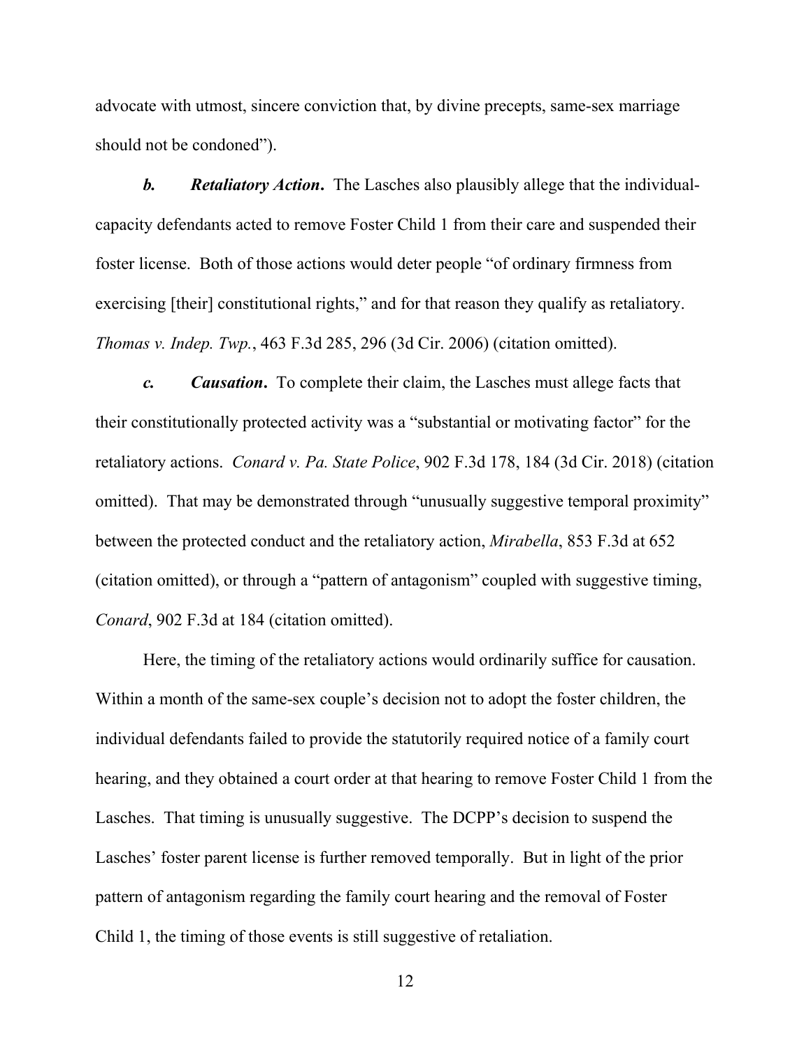advocate with utmost, sincere conviction that, by divine precepts, same-sex marriage should not be condoned").

***b.*** ***Retaliatory Action*****.** The Lasches also plausibly allege that the individual-capacity defendants acted to remove Foster Child 1 from their care and suspended their foster license. Both of those actions would deter people "of ordinary firmness from exercising [their] constitutional rights," and for that reason they qualify as retaliatory. *Thomas v. Indep. Twp.*, 463 F.3d 285, 296 (3d Cir. 2006) (citation omitted).

***c.*** ***Causation*****.** To complete their claim, the Lasches must allege facts that their constitutionally protected activity was a "substantial or motivating factor" for the retaliatory actions. *Conard v. Pa. State Police*, 902 F.3d 178, 184 (3d Cir. 2018) (citation omitted). That may be demonstrated through "unusually suggestive temporal proximity" between the protected conduct and the retaliatory action, *Mirabella*, 853 F.3d at 652 (citation omitted), or through a "pattern of antagonism" coupled with suggestive timing, *Conard*, 902 F.3d at 184 (citation omitted).

Here, the timing of the retaliatory actions would ordinarily suffice for causation. Within a month of the same-sex couple's decision not to adopt the foster children, the individual defendants failed to provide the statutorily required notice of a family court hearing, and they obtained a court order at that hearing to remove Foster Child 1 from the Lasches. That timing is unusually suggestive. The DCPP's decision to suspend the Lasches' foster parent license is further removed temporally. But in light of the prior pattern of antagonism regarding the family court hearing and the removal of Foster Child 1, the timing of those events is still suggestive of retaliation.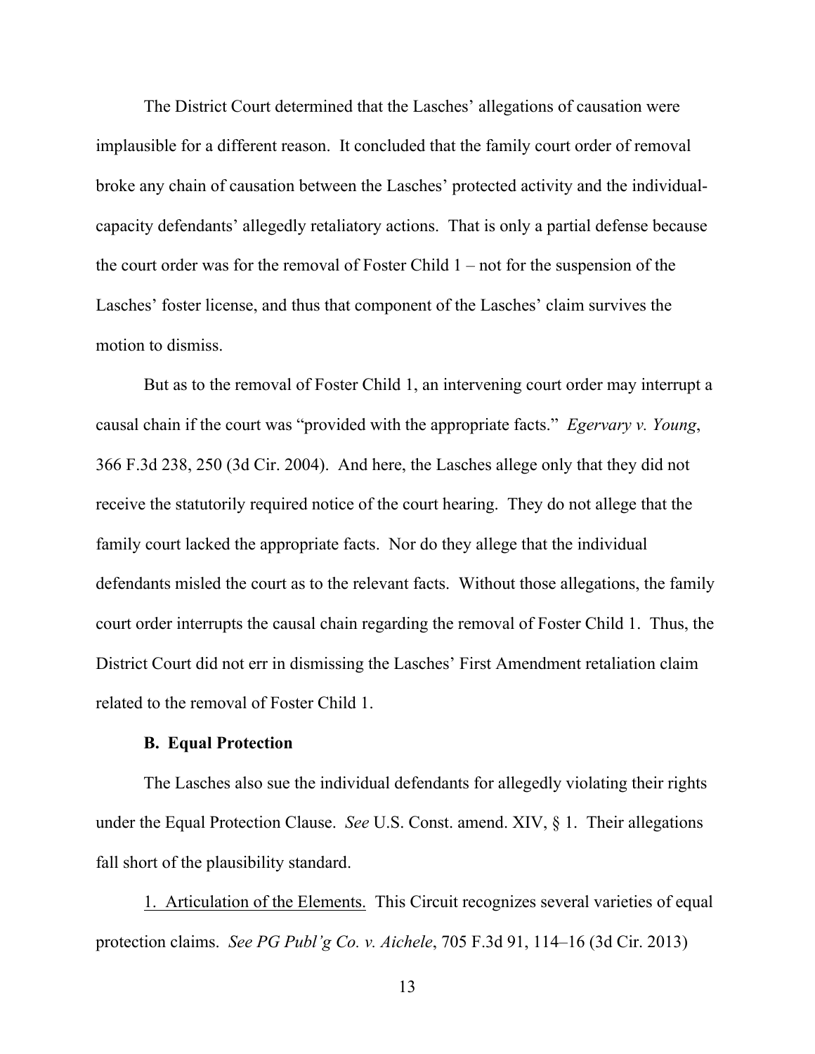The District Court determined that the Lasches' allegations of causation were implausible for a different reason. It concluded that the family court order of removal broke any chain of causation between the Lasches' protected activity and the individual-capacity defendants' allegedly retaliatory actions. That is only a partial defense because the court order was for the removal of Foster Child 1 – not for the suspension of the Lasches' foster license, and thus that component of the Lasches' claim survives the motion to dismiss.

But as to the removal of Foster Child 1, an intervening court order may interrupt a causal chain if the court was "provided with the appropriate facts." *Egervary v. Young*, 366 F.3d 238, 250 (3d Cir. 2004). And here, the Lasches allege only that they did not receive the statutorily required notice of the court hearing. They do not allege that the family court lacked the appropriate facts. Nor do they allege that the individual defendants misled the court as to the relevant facts. Without those allegations, the family court order interrupts the causal chain regarding the removal of Foster Child 1. Thus, the District Court did not err in dismissing the Lasches' First Amendment retaliation claim related to the removal of Foster Child 1.

### B. Equal Protection

The Lasches also sue the individual defendants for allegedly violating their rights under the Equal Protection Clause. *See* U.S. Const. amend. XIV, § 1. Their allegations fall short of the plausibility standard.

1. Articulation of the Elements. This Circuit recognizes several varieties of equal protection claims. *See PG Publ'g Co. v. Aichele*, 705 F.3d 91, 114–16 (3d Cir. 2013)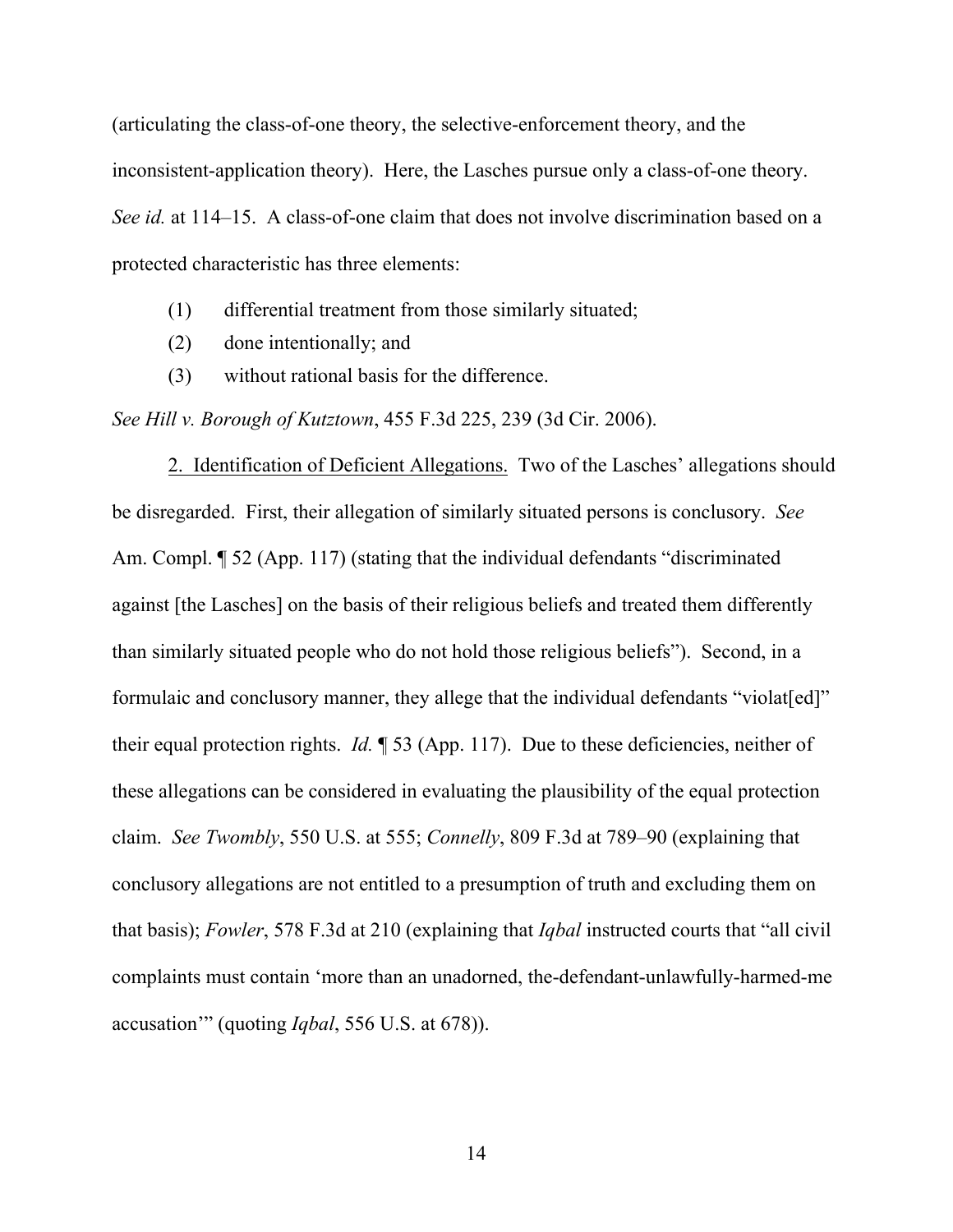(articulating the class-of-one theory, the selective-enforcement theory, and the inconsistent-application theory). Here, the Lasches pursue only a class-of-one theory. *See id.* at 114–15. A class-of-one claim that does not involve discrimination based on a protected characteristic has three elements:

(1) differential treatment from those similarly situated;
(2) done intentionally; and
(3) without rational basis for the difference.

*See Hill v. Borough of Kutztown*, 455 F.3d 225, 239 (3d Cir. 2006).

2. Identification of Deficient Allegations. Two of the Lasches' allegations should be disregarded. First, their allegation of similarly situated persons is conclusory. *See* Am. Compl. ¶ 52 (App. 117) (stating that the individual defendants "discriminated against [the Lasches] on the basis of their religious beliefs and treated them differently than similarly situated people who do not hold those religious beliefs"). Second, in a formulaic and conclusory manner, they allege that the individual defendants "violat[ed]" their equal protection rights. *Id.* ¶ 53 (App. 117). Due to these deficiencies, neither of these allegations can be considered in evaluating the plausibility of the equal protection claim. *See Twombly*, 550 U.S. at 555; *Connelly*, 809 F.3d at 789–90 (explaining that conclusory allegations are not entitled to a presumption of truth and excluding them on that basis); *Fowler*, 578 F.3d at 210 (explaining that *Iqbal* instructed courts that "all civil complaints must contain 'more than an unadorned, the-defendant-unlawfully-harmed-me accusation'" (quoting *Iqbal*, 556 U.S. at 678)).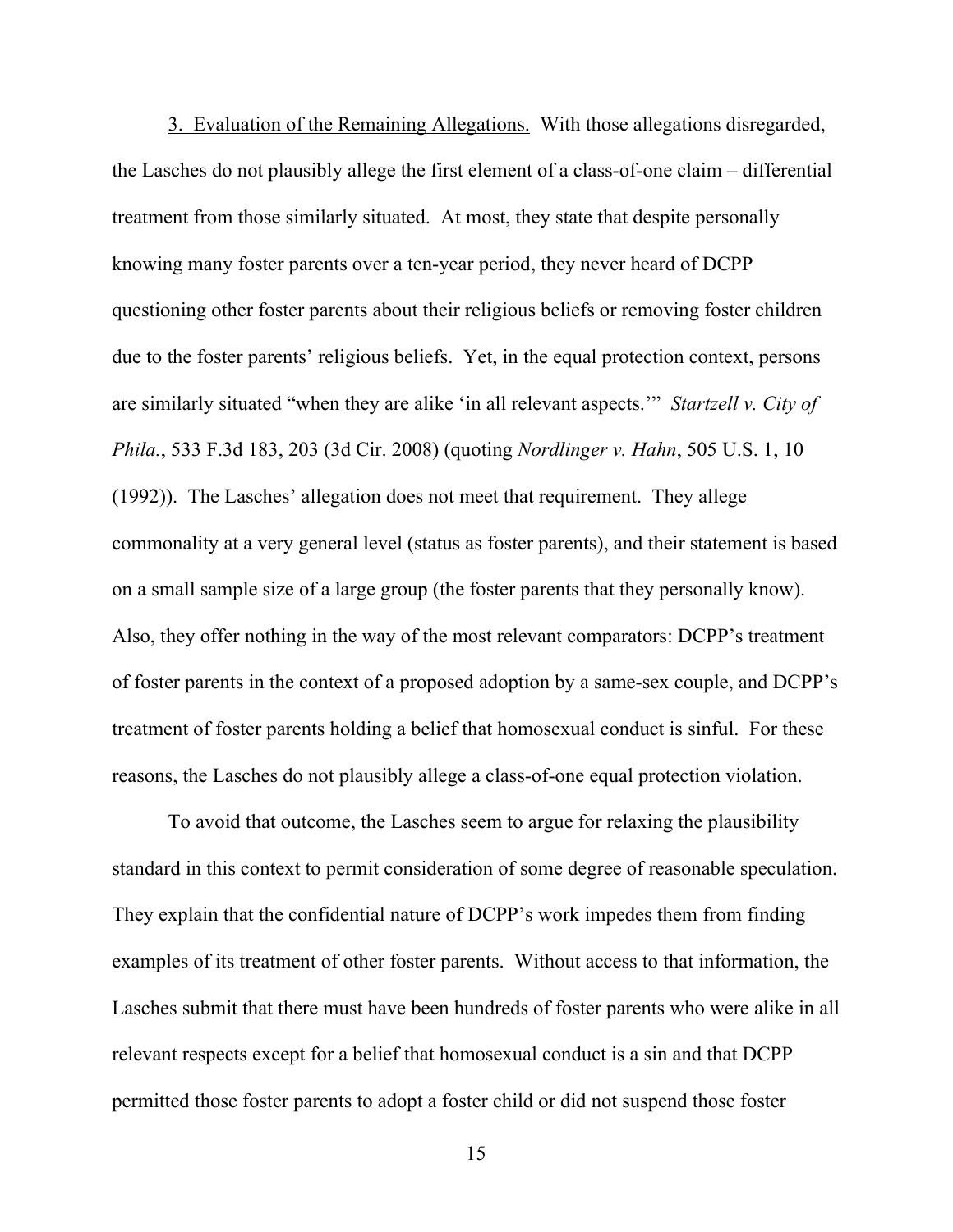3. <u>Evaluation of the Remaining Allegations.</u> With those allegations disregarded, the Lasches do not plausibly allege the first element of a class-of-one claim – differential treatment from those similarly situated. At most, they state that despite personally knowing many foster parents over a ten-year period, they never heard of DCPP questioning other foster parents about their religious beliefs or removing foster children due to the foster parents' religious beliefs. Yet, in the equal protection context, persons are similarly situated "when they are alike 'in all relevant aspects.'" *Startzell v. City of Phila.*, 533 F.3d 183, 203 (3d Cir. 2008) (quoting *Nordlinger v. Hahn*, 505 U.S. 1, 10 (1992)). The Lasches' allegation does not meet that requirement. They allege commonality at a very general level (status as foster parents), and their statement is based on a small sample size of a large group (the foster parents that they personally know). Also, they offer nothing in the way of the most relevant comparators: DCPP's treatment of foster parents in the context of a proposed adoption by a same-sex couple, and DCPP's treatment of foster parents holding a belief that homosexual conduct is sinful. For these reasons, the Lasches do not plausibly allege a class-of-one equal protection violation.

To avoid that outcome, the Lasches seem to argue for relaxing the plausibility standard in this context to permit consideration of some degree of reasonable speculation. They explain that the confidential nature of DCPP's work impedes them from finding examples of its treatment of other foster parents. Without access to that information, the Lasches submit that there must have been hundreds of foster parents who were alike in all relevant respects except for a belief that homosexual conduct is a sin and that DCPP permitted those foster parents to adopt a foster child or did not suspend those foster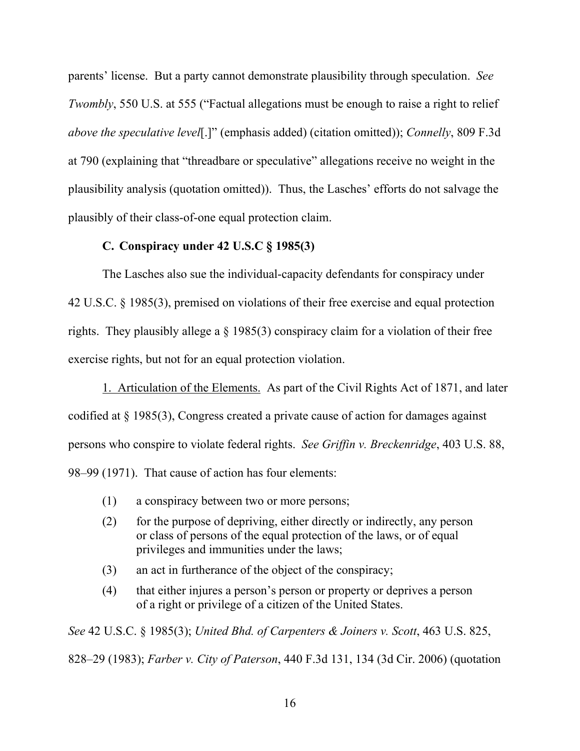parents' license. But a party cannot demonstrate plausibility through speculation. *See Twombly*, 550 U.S. at 555 ("Factual allegations must be enough to raise a right to relief *above the speculative level*[.]" (emphasis added) (citation omitted)); *Connelly*, 809 F.3d at 790 (explaining that "threadbare or speculative" allegations receive no weight in the plausibility analysis (quotation omitted)). Thus, the Lasches' efforts do not salvage the plausibly of their class-of-one equal protection claim.

### C. Conspiracy under 42 U.S.C § 1985(3)

The Lasches also sue the individual-capacity defendants for conspiracy under 42 U.S.C. § 1985(3), premised on violations of their free exercise and equal protection rights. They plausibly allege a § 1985(3) conspiracy claim for a violation of their free exercise rights, but not for an equal protection violation.

<u>1. Articulation of the Elements.</u> As part of the Civil Rights Act of 1871, and later codified at § 1985(3), Congress created a private cause of action for damages against persons who conspire to violate federal rights. *See Griffin v. Breckenridge*, 403 U.S. 88, 98–99 (1971). That cause of action has four elements:

(1) a conspiracy between two or more persons;

(2) for the purpose of depriving, either directly or indirectly, any person or class of persons of the equal protection of the laws, or of equal privileges and immunities under the laws;

(3) an act in furtherance of the object of the conspiracy;

(4) that either injures a person's person or property or deprives a person of a right or privilege of a citizen of the United States.

*See* 42 U.S.C. § 1985(3); *United Bhd. of Carpenters & Joiners v. Scott*, 463 U.S. 825, 828–29 (1983); *Farber v. City of Paterson*, 440 F.3d 131, 134 (3d Cir. 2006) (quotation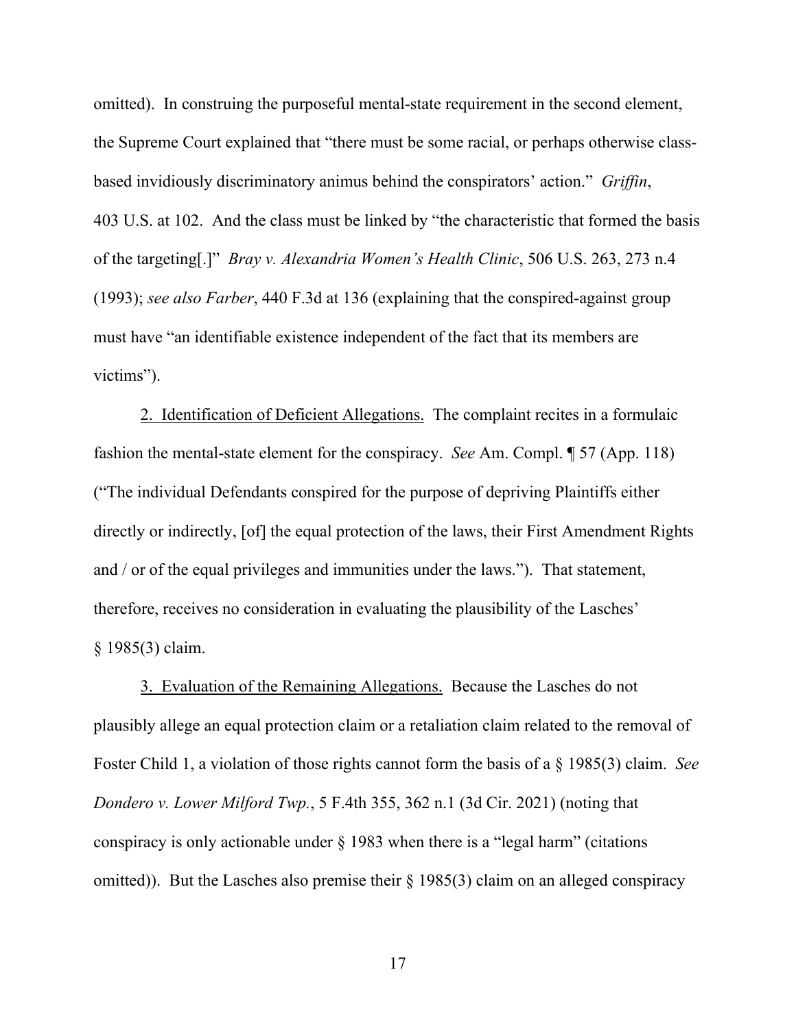omitted). In construing the purposeful mental-state requirement in the second element, the Supreme Court explained that "there must be some racial, or perhaps otherwise class-based invidiously discriminatory animus behind the conspirators' action." *Griffin*, 403 U.S. at 102. And the class must be linked by "the characteristic that formed the basis of the targeting[.]" *Bray v. Alexandria Women's Health Clinic*, 506 U.S. 263, 273 n.4 (1993); *see also Farber*, 440 F.3d at 136 (explaining that the conspired-against group must have "an identifiable existence independent of the fact that its members are victims").

2. Identification of Deficient Allegations. The complaint recites in a formulaic fashion the mental-state element for the conspiracy. *See* Am. Compl. ¶ 57 (App. 118) ("The individual Defendants conspired for the purpose of depriving Plaintiffs either directly or indirectly, [of] the equal protection of the laws, their First Amendment Rights and / or of the equal privileges and immunities under the laws."). That statement, therefore, receives no consideration in evaluating the plausibility of the Lasches' § 1985(3) claim.

3. Evaluation of the Remaining Allegations. Because the Lasches do not plausibly allege an equal protection claim or a retaliation claim related to the removal of Foster Child 1, a violation of those rights cannot form the basis of a § 1985(3) claim. *See Dondero v. Lower Milford Twp.*, 5 F.4th 355, 362 n.1 (3d Cir. 2021) (noting that conspiracy is only actionable under § 1983 when there is a "legal harm" (citations omitted)). But the Lasches also premise their § 1985(3) claim on an alleged conspiracy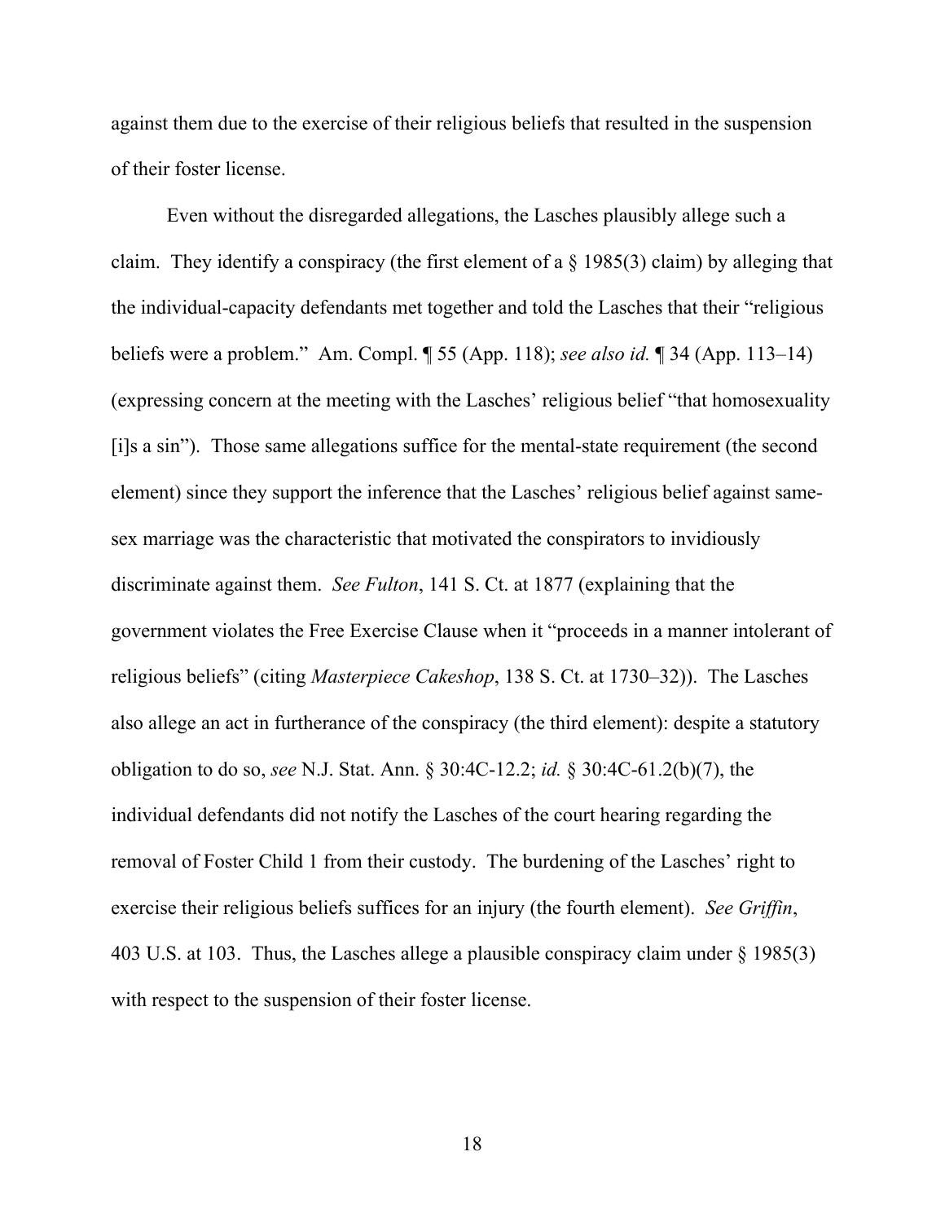against them due to the exercise of their religious beliefs that resulted in the suspension of their foster license.

Even without the disregarded allegations, the Lasches plausibly allege such a claim. They identify a conspiracy (the first element of a § 1985(3) claim) by alleging that the individual-capacity defendants met together and told the Lasches that their "religious beliefs were a problem." Am. Compl. ¶ 55 (App. 118); *see also id.* ¶ 34 (App. 113–14) (expressing concern at the meeting with the Lasches' religious belief "that homosexuality [i]s a sin"). Those same allegations suffice for the mental-state requirement (the second element) since they support the inference that the Lasches' religious belief against same-sex marriage was the characteristic that motivated the conspirators to invidiously discriminate against them. *See Fulton*, 141 S. Ct. at 1877 (explaining that the government violates the Free Exercise Clause when it "proceeds in a manner intolerant of religious beliefs" (citing *Masterpiece Cakeshop*, 138 S. Ct. at 1730–32)). The Lasches also allege an act in furtherance of the conspiracy (the third element): despite a statutory obligation to do so, *see* N.J. Stat. Ann. § 30:4C-12.2; *id.* § 30:4C-61.2(b)(7), the individual defendants did not notify the Lasches of the court hearing regarding the removal of Foster Child 1 from their custody. The burdening of the Lasches' right to exercise their religious beliefs suffices for an injury (the fourth element). *See Griffin*, 403 U.S. at 103. Thus, the Lasches allege a plausible conspiracy claim under § 1985(3) with respect to the suspension of their foster license.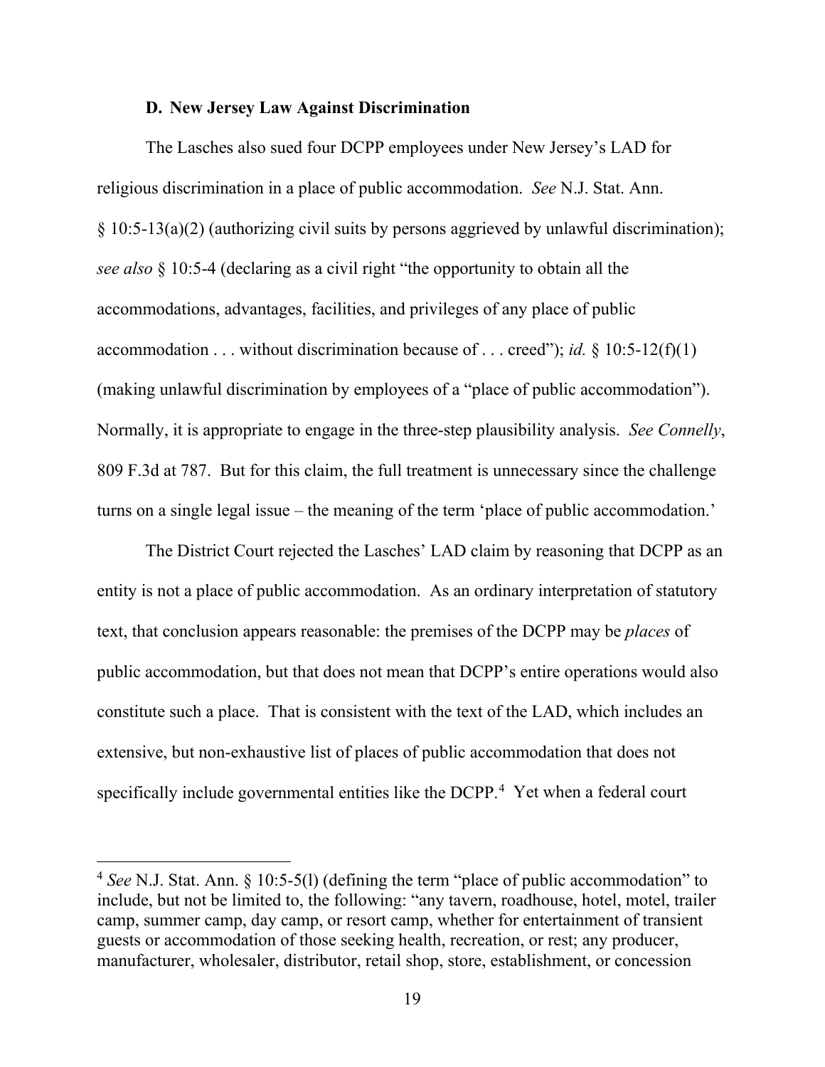### D. New Jersey Law Against Discrimination

The Lasches also sued four DCPP employees under New Jersey's LAD for religious discrimination in a place of public accommodation. *See* N.J. Stat. Ann. § 10:5-13(a)(2) (authorizing civil suits by persons aggrieved by unlawful discrimination); *see also* § 10:5-4 (declaring as a civil right "the opportunity to obtain all the accommodations, advantages, facilities, and privileges of any place of public accommodation . . . without discrimination because of . . . creed"); *id.* § 10:5-12(f)(1) (making unlawful discrimination by employees of a "place of public accommodation"). Normally, it is appropriate to engage in the three-step plausibility analysis. *See Connelly*, 809 F.3d at 787. But for this claim, the full treatment is unnecessary since the challenge turns on a single legal issue – the meaning of the term 'place of public accommodation.'

The District Court rejected the Lasches' LAD claim by reasoning that DCPP as an entity is not a place of public accommodation. As an ordinary interpretation of statutory text, that conclusion appears reasonable: the premises of the DCPP may be *places* of public accommodation, but that does not mean that DCPP's entire operations would also constitute such a place. That is consistent with the text of the LAD, which includes an extensive, but non-exhaustive list of places of public accommodation that does not specifically include governmental entities like the DCPP.[4] Yet when a federal court

---

[4] *See* N.J. Stat. Ann. § 10:5-5(l) (defining the term "place of public accommodation" to include, but not be limited to, the following: "any tavern, roadhouse, hotel, motel, trailer camp, summer camp, day camp, or resort camp, whether for entertainment of transient guests or accommodation of those seeking health, recreation, or rest; any producer, manufacturer, wholesaler, distributor, retail shop, store, establishment, or concession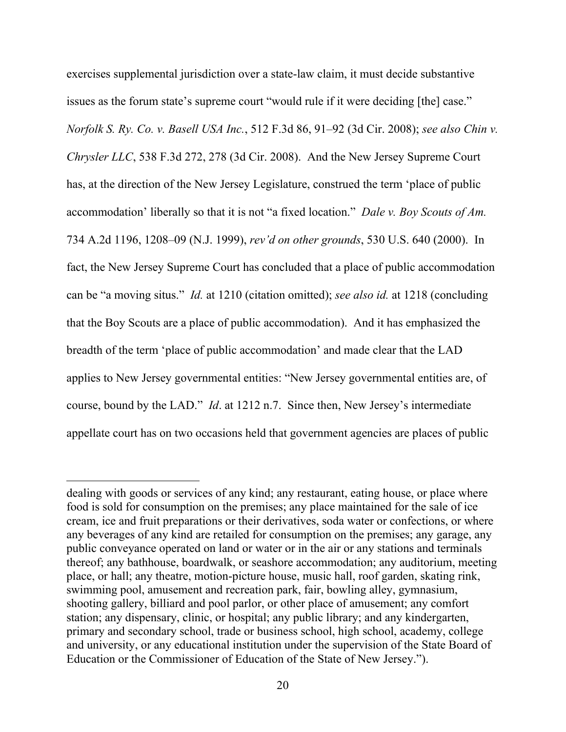exercises supplemental jurisdiction over a state-law claim, it must decide substantive issues as the forum state's supreme court "would rule if it were deciding [the] case." *Norfolk S. Ry. Co. v. Basell USA Inc.*, 512 F.3d 86, 91–92 (3d Cir. 2008); *see also Chin v. Chrysler LLC*, 538 F.3d 272, 278 (3d Cir. 2008). And the New Jersey Supreme Court has, at the direction of the New Jersey Legislature, construed the term 'place of public accommodation' liberally so that it is not "a fixed location." *Dale v. Boy Scouts of Am.* 734 A.2d 1196, 1208–09 (N.J. 1999), *rev'd on other grounds*, 530 U.S. 640 (2000). In fact, the New Jersey Supreme Court has concluded that a place of public accommodation can be "a moving situs." *Id.* at 1210 (citation omitted); *see also id.* at 1218 (concluding that the Boy Scouts are a place of public accommodation). And it has emphasized the breadth of the term 'place of public accommodation' and made clear that the LAD applies to New Jersey governmental entities: "New Jersey governmental entities are, of course, bound by the LAD." *Id*. at 1212 n.7. Since then, New Jersey's intermediate appellate court has on two occasions held that government agencies are places of public

---

dealing with goods or services of any kind; any restaurant, eating house, or place where food is sold for consumption on the premises; any place maintained for the sale of ice cream, ice and fruit preparations or their derivatives, soda water or confections, or where any beverages of any kind are retailed for consumption on the premises; any garage, any public conveyance operated on land or water or in the air or any stations and terminals thereof; any bathhouse, boardwalk, or seashore accommodation; any auditorium, meeting place, or hall; any theatre, motion-picture house, music hall, roof garden, skating rink, swimming pool, amusement and recreation park, fair, bowling alley, gymnasium, shooting gallery, billiard and pool parlor, or other place of amusement; any comfort station; any dispensary, clinic, or hospital; any public library; and any kindergarten, primary and secondary school, trade or business school, high school, academy, college and university, or any educational institution under the supervision of the State Board of Education or the Commissioner of Education of the State of New Jersey.").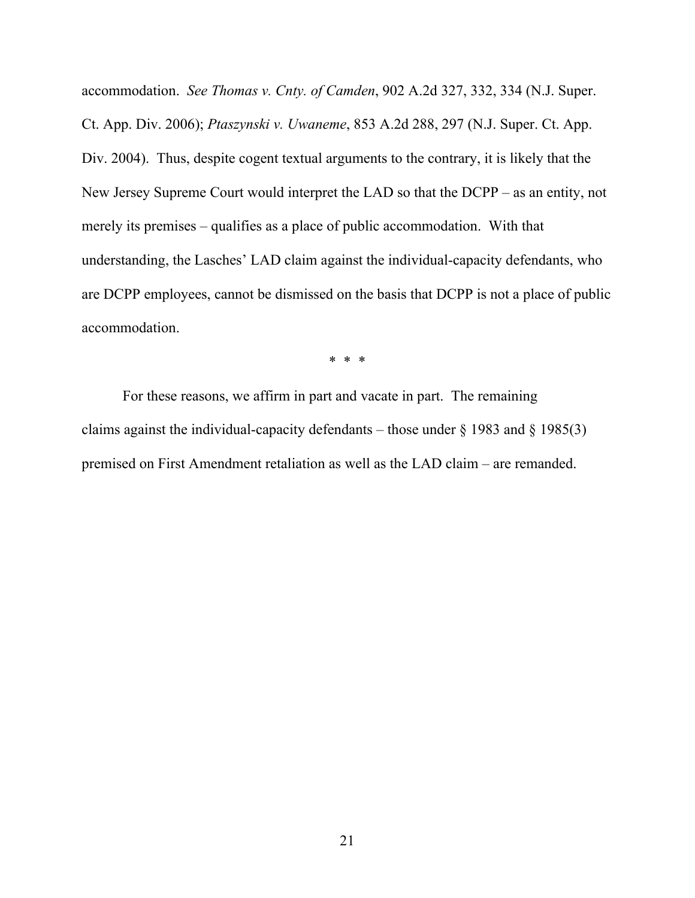accommodation. *See Thomas v. Cnty. of Camden*, 902 A.2d 327, 332, 334 (N.J. Super. Ct. App. Div. 2006); *Ptaszynski v. Uwaneme*, 853 A.2d 288, 297 (N.J. Super. Ct. App. Div. 2004). Thus, despite cogent textual arguments to the contrary, it is likely that the New Jersey Supreme Court would interpret the LAD so that the DCPP – as an entity, not merely its premises – qualifies as a place of public accommodation. With that understanding, the Lasches' LAD claim against the individual-capacity defendants, who are DCPP employees, cannot be dismissed on the basis that DCPP is not a place of public accommodation.

\* \* \*

For these reasons, we affirm in part and vacate in part. The remaining claims against the individual-capacity defendants – those under § 1983 and § 1985(3) premised on First Amendment retaliation as well as the LAD claim – are remanded.